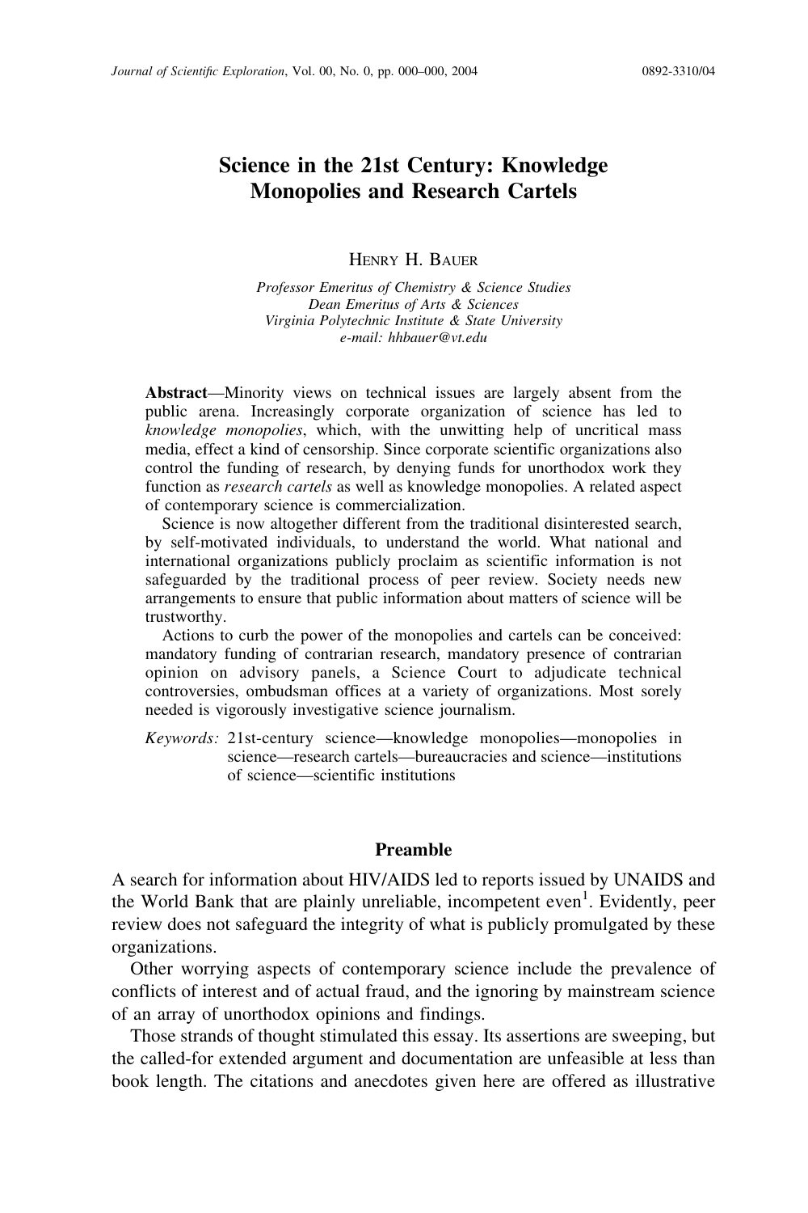# Science in the 21st Century: Knowledge Monopolies and Research Cartels

HENRY H. BAUER

*Professor Emeritus of Chemistry & Science Studies*
*Dean Emeritus of Arts & Sciences*
*Virginia Polytechnic Institute & State University*
*e-mail: hhbauer@vt.edu*

**Abstract**—Minority views on technical issues are largely absent from the public arena. Increasingly corporate organization of science has led to *knowledge monopolies*, which, with the unwitting help of uncritical mass media, effect a kind of censorship. Since corporate scientific organizations also control the funding of research, by denying funds for unorthodox work they function as *research cartels* as well as knowledge monopolies. A related aspect of contemporary science is commercialization.

Science is now altogether different from the traditional disinterested search, by self-motivated individuals, to understand the world. What national and international organizations publicly proclaim as scientific information is not safeguarded by the traditional process of peer review. Society needs new arrangements to ensure that public information about matters of science will be trustworthy.

Actions to curb the power of the monopolies and cartels can be conceived: mandatory funding of contrarian research, mandatory presence of contrarian opinion on advisory panels, a Science Court to adjudicate technical controversies, ombudsman offices at a variety of organizations. Most sorely needed is vigorously investigative science journalism.

*Keywords:* 21st-century science—knowledge monopolies—monopolies in science—research cartels—bureaucracies and science—institutions of science—scientific institutions

## Preamble

A search for information about HIV/AIDS led to reports issued by UNAIDS and the World Bank that are plainly unreliable, incompetent even[1]. Evidently, peer review does not safeguard the integrity of what is publicly promulgated by these organizations.

Other worrying aspects of contemporary science include the prevalence of conflicts of interest and of actual fraud, and the ignoring by mainstream science of an array of unorthodox opinions and findings.

Those strands of thought stimulated this essay. Its assertions are sweeping, but the called-for extended argument and documentation are unfeasible at less than book length. The citations and anecdotes given here are offered as illustrative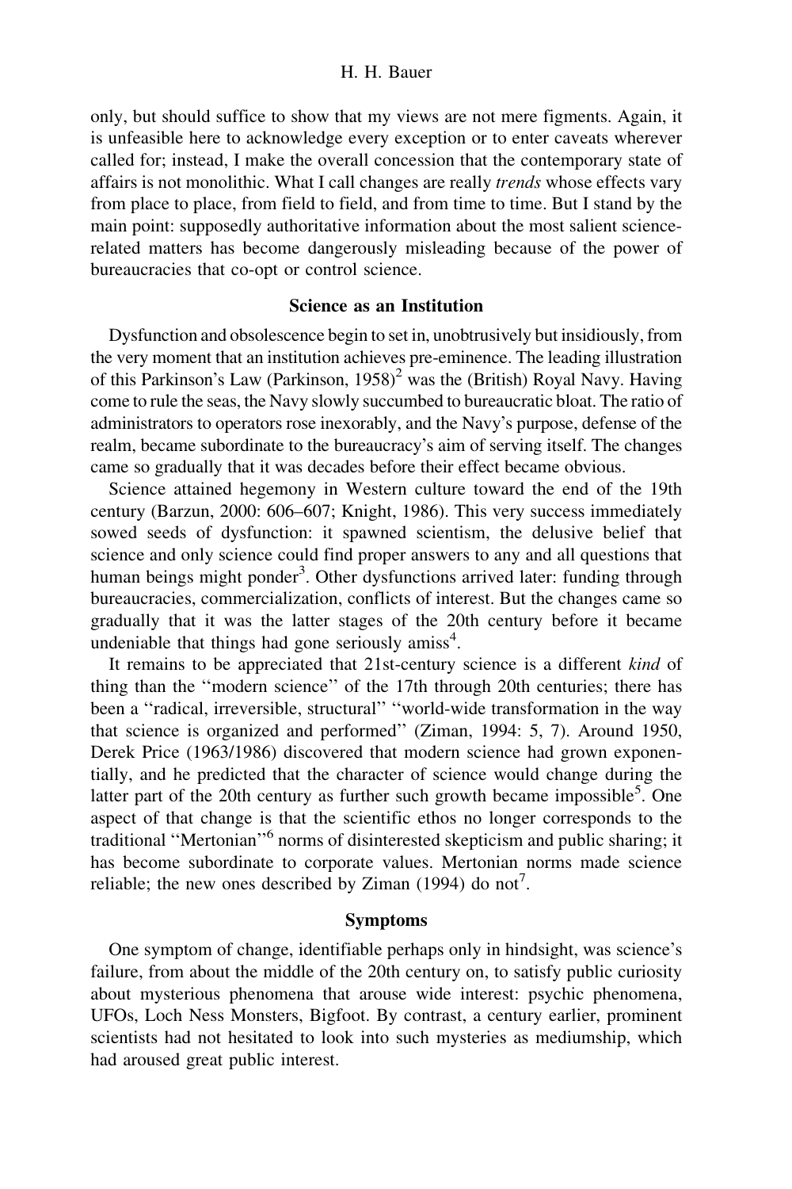only, but should suffice to show that my views are not mere figments. Again, it is unfeasible here to acknowledge every exception or to enter caveats wherever called for; instead, I make the overall concession that the contemporary state of affairs is not monolithic. What I call changes are really *trends* whose effects vary from place to place, from field to field, and from time to time. But I stand by the main point: supposedly authoritative information about the most salient science-related matters has become dangerously misleading because of the power of bureaucracies that co-opt or control science.

## Science as an Institution

Dysfunction and obsolescence begin to set in, unobtrusively but insidiously, from the very moment that an institution achieves pre-eminence. The leading illustration of this Parkinson's Law (Parkinson, 1958)[2] was the (British) Royal Navy. Having come to rule the seas, the Navy slowly succumbed to bureaucratic bloat. The ratio of administrators to operators rose inexorably, and the Navy's purpose, defense of the realm, became subordinate to the bureaucracy's aim of serving itself. The changes came so gradually that it was decades before their effect became obvious.

Science attained hegemony in Western culture toward the end of the 19th century (Barzun, 2000: 606–607; Knight, 1986). This very success immediately sowed seeds of dysfunction: it spawned scientism, the delusive belief that science and only science could find proper answers to any and all questions that human beings might ponder[3]. Other dysfunctions arrived later: funding through bureaucracies, commercialization, conflicts of interest. But the changes came so gradually that it was the latter stages of the 20th century before it became undeniable that things had gone seriously amiss[4].

It remains to be appreciated that 21st-century science is a different *kind* of thing than the ''modern science'' of the 17th through 20th centuries; there has been a ''radical, irreversible, structural'' ''world-wide transformation in the way that science is organized and performed'' (Ziman, 1994: 5, 7). Around 1950, Derek Price (1963/1986) discovered that modern science had grown exponentially, and he predicted that the character of science would change during the latter part of the 20th century as further such growth became impossible[5]. One aspect of that change is that the scientific ethos no longer corresponds to the traditional ''Mertonian''[6] norms of disinterested skepticism and public sharing; it has become subordinate to corporate values. Mertonian norms made science reliable; the new ones described by Ziman (1994) do not[7].

## Symptoms

One symptom of change, identifiable perhaps only in hindsight, was science's failure, from about the middle of the 20th century on, to satisfy public curiosity about mysterious phenomena that arouse wide interest: psychic phenomena, UFOs, Loch Ness Monsters, Bigfoot. By contrast, a century earlier, prominent scientists had not hesitated to look into such mysteries as mediumship, which had aroused great public interest.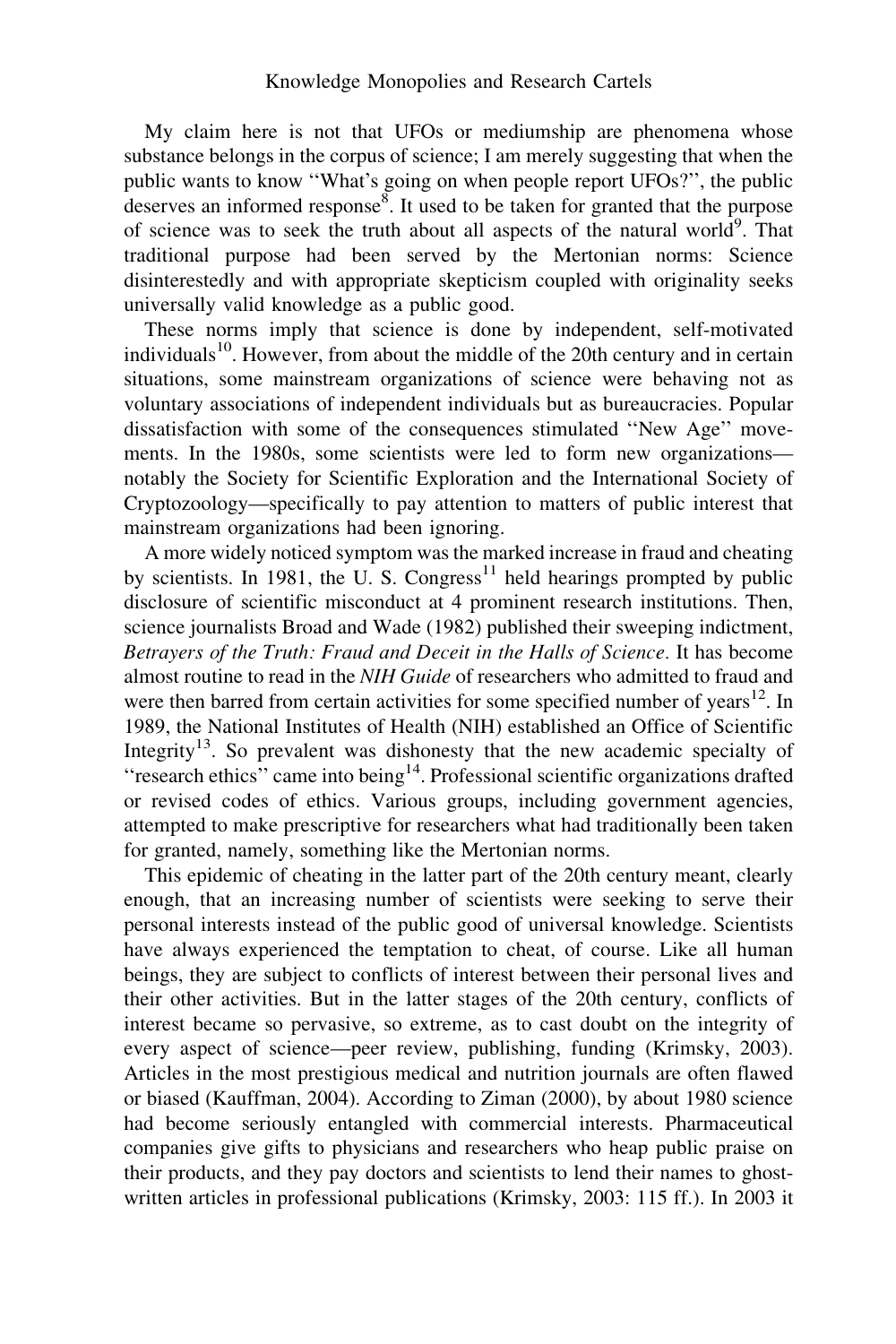My claim here is not that UFOs or mediumship are phenomena whose substance belongs in the corpus of science; I am merely suggesting that when the public wants to know ''What's going on when people report UFOs?'', the public deserves an informed response[8]. It used to be taken for granted that the purpose of science was to seek the truth about all aspects of the natural world[9]. That traditional purpose had been served by the Mertonian norms: Science disinterestedly and with appropriate skepticism coupled with originality seeks universally valid knowledge as a public good.

These norms imply that science is done by independent, self-motivated individuals[10]. However, from about the middle of the 20th century and in certain situations, some mainstream organizations of science were behaving not as voluntary associations of independent individuals but as bureaucracies. Popular dissatisfaction with some of the consequences stimulated ''New Age'' movements. In the 1980s, some scientists were led to form new organizations—notably the Society for Scientific Exploration and the International Society of Cryptozoology—specifically to pay attention to matters of public interest that mainstream organizations had been ignoring.

A more widely noticed symptom was the marked increase in fraud and cheating by scientists. In 1981, the U. S. Congress[11] held hearings prompted by public disclosure of scientific misconduct at 4 prominent research institutions. Then, science journalists Broad and Wade (1982) published their sweeping indictment, *Betrayers of the Truth: Fraud and Deceit in the Halls of Science*. It has become almost routine to read in the *NIH Guide* of researchers who admitted to fraud and were then barred from certain activities for some specified number of years[12]. In 1989, the National Institutes of Health (NIH) established an Office of Scientific Integrity[13]. So prevalent was dishonesty that the new academic specialty of ''research ethics'' came into being[14]. Professional scientific organizations drafted or revised codes of ethics. Various groups, including government agencies, attempted to make prescriptive for researchers what had traditionally been taken for granted, namely, something like the Mertonian norms.

This epidemic of cheating in the latter part of the 20th century meant, clearly enough, that an increasing number of scientists were seeking to serve their personal interests instead of the public good of universal knowledge. Scientists have always experienced the temptation to cheat, of course. Like all human beings, they are subject to conflicts of interest between their personal lives and their other activities. But in the latter stages of the 20th century, conflicts of interest became so pervasive, so extreme, as to cast doubt on the integrity of every aspect of science—peer review, publishing, funding (Krimsky, 2003). Articles in the most prestigious medical and nutrition journals are often flawed or biased (Kauffman, 2004). According to Ziman (2000), by about 1980 science had become seriously entangled with commercial interests. Pharmaceutical companies give gifts to physicians and researchers who heap public praise on their products, and they pay doctors and scientists to lend their names to ghost-written articles in professional publications (Krimsky, 2003: 115 ff.). In 2003 it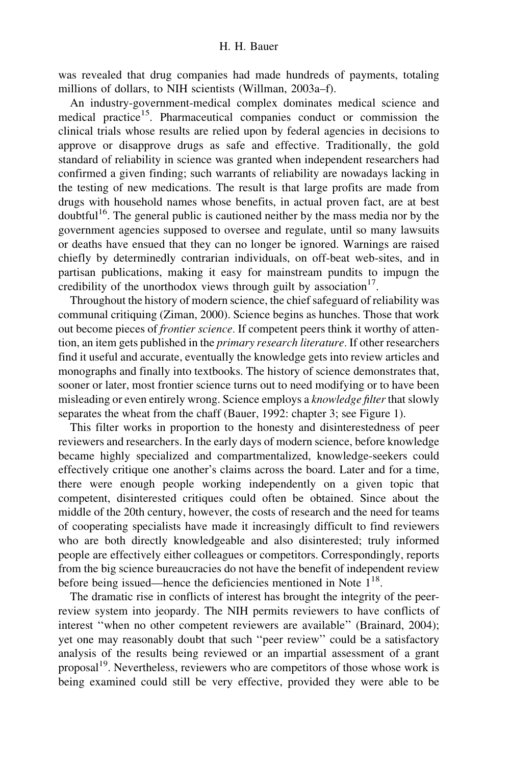was revealed that drug companies had made hundreds of payments, totaling millions of dollars, to NIH scientists (Willman, 2003a–f).

An industry-government-medical complex dominates medical science and medical practice[15]. Pharmaceutical companies conduct or commission the clinical trials whose results are relied upon by federal agencies in decisions to approve or disapprove drugs as safe and effective. Traditionally, the gold standard of reliability in science was granted when independent researchers had confirmed a given finding; such warrants of reliability are nowadays lacking in the testing of new medications. The result is that large profits are made from drugs with household names whose benefits, in actual proven fact, are at best doubtful[16]. The general public is cautioned neither by the mass media nor by the government agencies supposed to oversee and regulate, until so many lawsuits or deaths have ensued that they can no longer be ignored. Warnings are raised chiefly by determinedly contrarian individuals, on off-beat web-sites, and in partisan publications, making it easy for mainstream pundits to impugn the credibility of the unorthodox views through guilt by association[17].

Throughout the history of modern science, the chief safeguard of reliability was communal critiquing (Ziman, 2000). Science begins as hunches. Those that work out become pieces of *frontier science*. If competent peers think it worthy of attention, an item gets published in the *primary research literature*. If other researchers find it useful and accurate, eventually the knowledge gets into review articles and monographs and finally into textbooks. The history of science demonstrates that, sooner or later, most frontier science turns out to need modifying or to have been misleading or even entirely wrong. Science employs a *knowledge filter* that slowly separates the wheat from the chaff (Bauer, 1992: chapter 3; see Figure 1).

This filter works in proportion to the honesty and disinterestedness of peer reviewers and researchers. In the early days of modern science, before knowledge became highly specialized and compartmentalized, knowledge-seekers could effectively critique one another's claims across the board. Later and for a time, there were enough people working independently on a given topic that competent, disinterested critiques could often be obtained. Since about the middle of the 20th century, however, the costs of research and the need for teams of cooperating specialists have made it increasingly difficult to find reviewers who are both directly knowledgeable and also disinterested; truly informed people are effectively either colleagues or competitors. Correspondingly, reports from the big science bureaucracies do not have the benefit of independent review before being issued—hence the deficiencies mentioned in Note 1[18].

The dramatic rise in conflicts of interest has brought the integrity of the peer-review system into jeopardy. The NIH permits reviewers to have conflicts of interest "when no other competent reviewers are available" (Brainard, 2004); yet one may reasonably doubt that such "peer review" could be a satisfactory analysis of the results being reviewed or an impartial assessment of a grant proposal[19]. Nevertheless, reviewers who are competitors of those whose work is being examined could still be very effective, provided they were able to be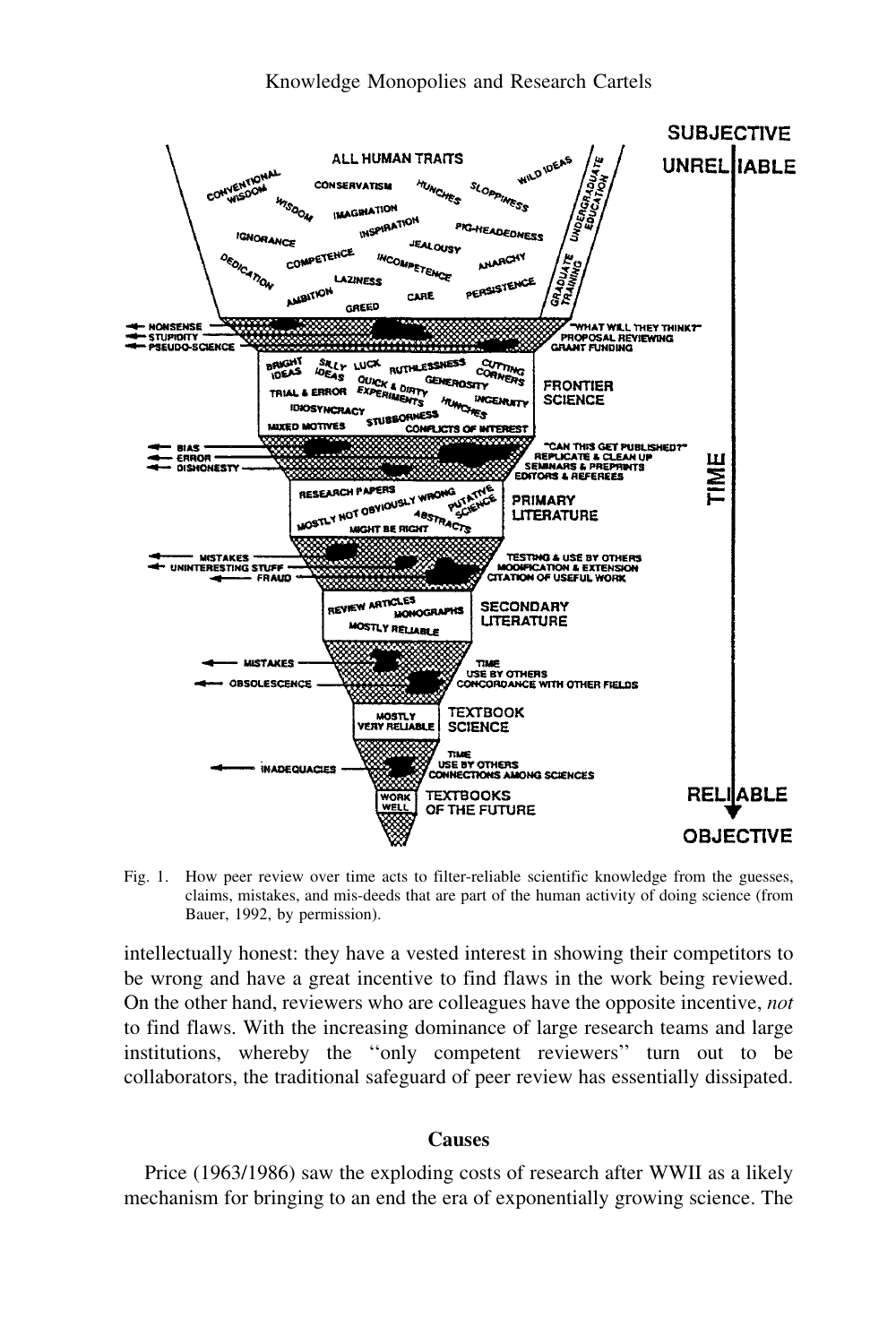Fig. 1. How peer review over time acts to filter-reliable scientific knowledge from the guesses, claims, mistakes, and mis-deeds that are part of the human activity of doing science (from Bauer, 1992, by permission).

intellectually honest: they have a vested interest in showing their competitors to be wrong and have a great incentive to find flaws in the work being reviewed. On the other hand, reviewers who are colleagues have the opposite incentive, *not* to find flaws. With the increasing dominance of large research teams and large institutions, whereby the "only competent reviewers" turn out to be collaborators, the traditional safeguard of peer review has essentially dissipated.

## Causes

Price (1963/1986) saw the exploding costs of research after WWII as a likely mechanism for bringing to an end the era of exponentially growing science. The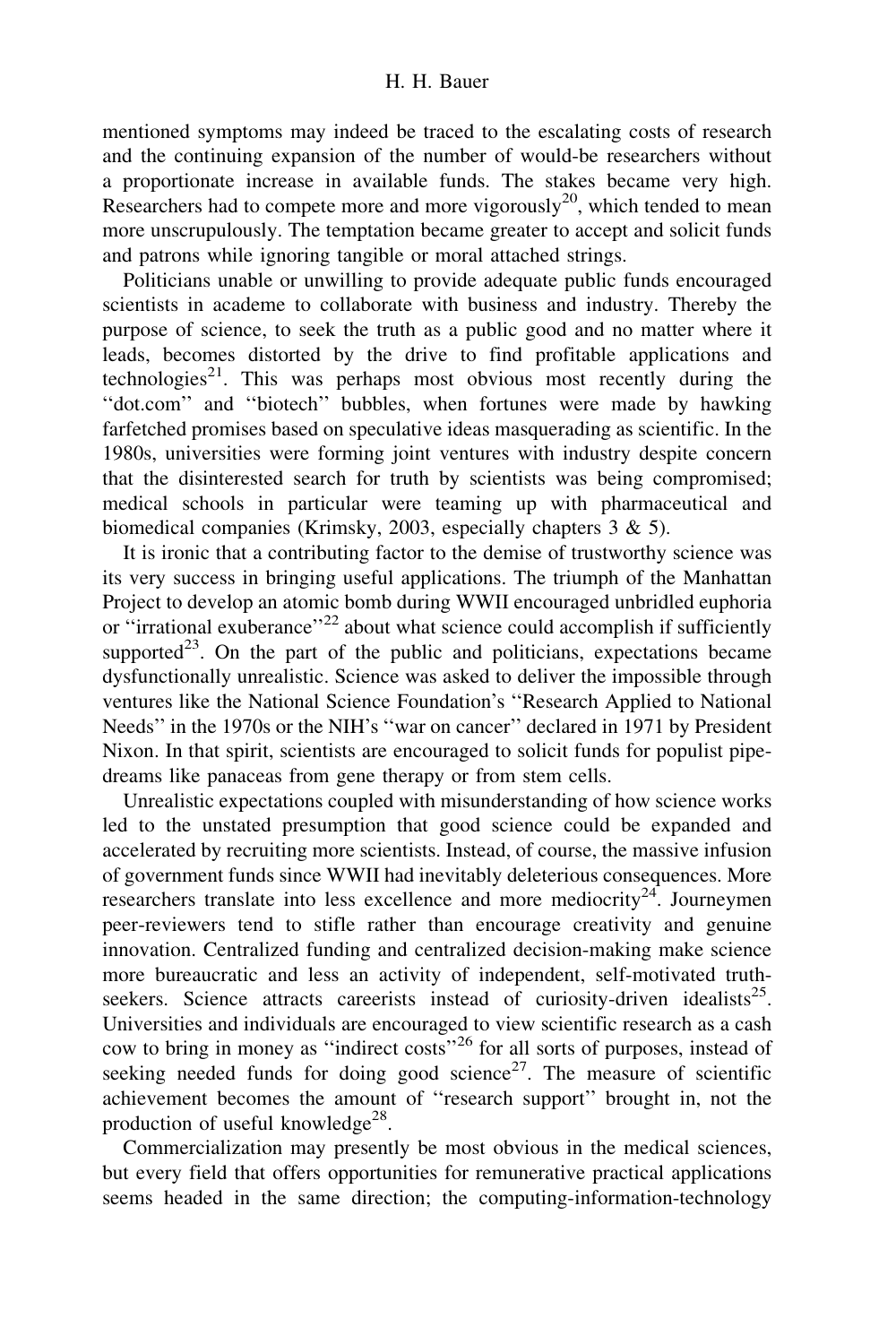mentioned symptoms may indeed be traced to the escalating costs of research and the continuing expansion of the number of would-be researchers without a proportionate increase in available funds. The stakes became very high. Researchers had to compete more and more vigorously[20], which tended to mean more unscrupulously. The temptation became greater to accept and solicit funds and patrons while ignoring tangible or moral attached strings.

Politicians unable or unwilling to provide adequate public funds encouraged scientists in academe to collaborate with business and industry. Thereby the purpose of science, to seek the truth as a public good and no matter where it leads, becomes distorted by the drive to find profitable applications and technologies[21]. This was perhaps most obvious most recently during the "dot.com" and "biotech" bubbles, when fortunes were made by hawking farfetched promises based on speculative ideas masquerading as scientific. In the 1980s, universities were forming joint ventures with industry despite concern that the disinterested search for truth by scientists was being compromised; medical schools in particular were teaming up with pharmaceutical and biomedical companies (Krimsky, 2003, especially chapters 3 & 5).

It is ironic that a contributing factor to the demise of trustworthy science was its very success in bringing useful applications. The triumph of the Manhattan Project to develop an atomic bomb during WWII encouraged unbridled euphoria or "irrational exuberance"[22] about what science could accomplish if sufficiently supported[23]. On the part of the public and politicians, expectations became dysfunctionally unrealistic. Science was asked to deliver the impossible through ventures like the National Science Foundation's "Research Applied to National Needs" in the 1970s or the NIH's "war on cancer" declared in 1971 by President Nixon. In that spirit, scientists are encouraged to solicit funds for populist pipe-dreams like panaceas from gene therapy or from stem cells.

Unrealistic expectations coupled with misunderstanding of how science works led to the unstated presumption that good science could be expanded and accelerated by recruiting more scientists. Instead, of course, the massive infusion of government funds since WWII had inevitably deleterious consequences. More researchers translate into less excellence and more mediocrity[24]. Journeymen peer-reviewers tend to stifle rather than encourage creativity and genuine innovation. Centralized funding and centralized decision-making make science more bureaucratic and less an activity of independent, self-motivated truth-seekers. Science attracts careerists instead of curiosity-driven idealists[25]. Universities and individuals are encouraged to view scientific research as a cash cow to bring in money as "indirect costs"[26] for all sorts of purposes, instead of seeking needed funds for doing good science[27]. The measure of scientific achievement becomes the amount of "research support" brought in, not the production of useful knowledge[28].

Commercialization may presently be most obvious in the medical sciences, but every field that offers opportunities for remunerative practical applications seems headed in the same direction; the computing-information-technology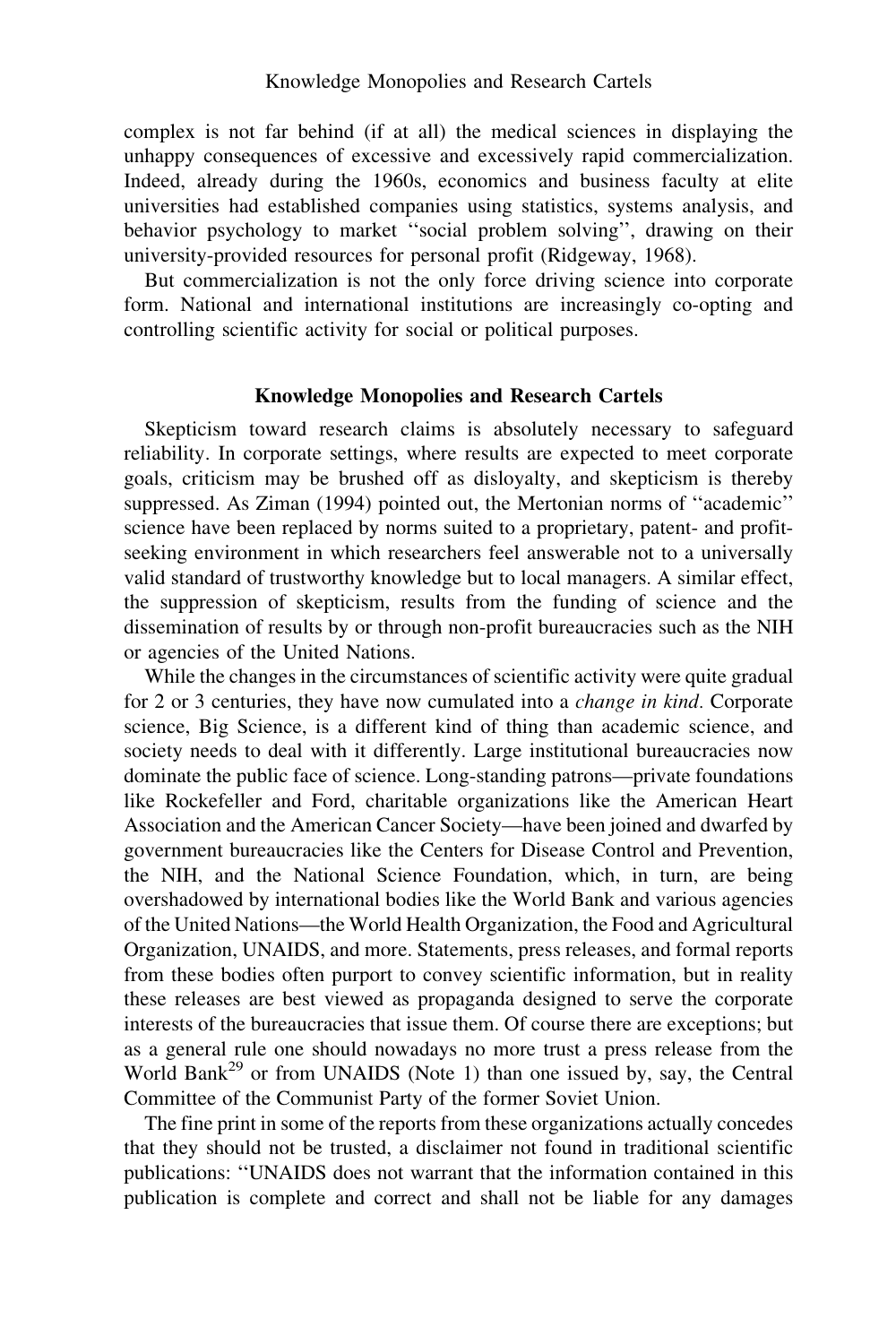complex is not far behind (if at all) the medical sciences in displaying the unhappy consequences of excessive and excessively rapid commercialization. Indeed, already during the 1960s, economics and business faculty at elite universities had established companies using statistics, systems analysis, and behavior psychology to market ''social problem solving'', drawing on their university-provided resources for personal profit (Ridgeway, 1968).

But commercialization is not the only force driving science into corporate form. National and international institutions are increasingly co-opting and controlling scientific activity for social or political purposes.

## Knowledge Monopolies and Research Cartels

Skepticism toward research claims is absolutely necessary to safeguard reliability. In corporate settings, where results are expected to meet corporate goals, criticism may be brushed off as disloyalty, and skepticism is thereby suppressed. As Ziman (1994) pointed out, the Mertonian norms of ''academic'' science have been replaced by norms suited to a proprietary, patent- and profit-seeking environment in which researchers feel answerable not to a universally valid standard of trustworthy knowledge but to local managers. A similar effect, the suppression of skepticism, results from the funding of science and the dissemination of results by or through non-profit bureaucracies such as the NIH or agencies of the United Nations.

While the changes in the circumstances of scientific activity were quite gradual for 2 or 3 centuries, they have now cumulated into a *change in kind*. Corporate science, Big Science, is a different kind of thing than academic science, and society needs to deal with it differently. Large institutional bureaucracies now dominate the public face of science. Long-standing patrons—private foundations like Rockefeller and Ford, charitable organizations like the American Heart Association and the American Cancer Society—have been joined and dwarfed by government bureaucracies like the Centers for Disease Control and Prevention, the NIH, and the National Science Foundation, which, in turn, are being overshadowed by international bodies like the World Bank and various agencies of the United Nations—the World Health Organization, the Food and Agricultural Organization, UNAIDS, and more. Statements, press releases, and formal reports from these bodies often purport to convey scientific information, but in reality these releases are best viewed as propaganda designed to serve the corporate interests of the bureaucracies that issue them. Of course there are exceptions; but as a general rule one should nowadays no more trust a press release from the World Bank[29] or from UNAIDS (Note 1) than one issued by, say, the Central Committee of the Communist Party of the former Soviet Union.

The fine print in some of the reports from these organizations actually concedes that they should not be trusted, a disclaimer not found in traditional scientific publications: ''UNAIDS does not warrant that the information contained in this publication is complete and correct and shall not be liable for any damages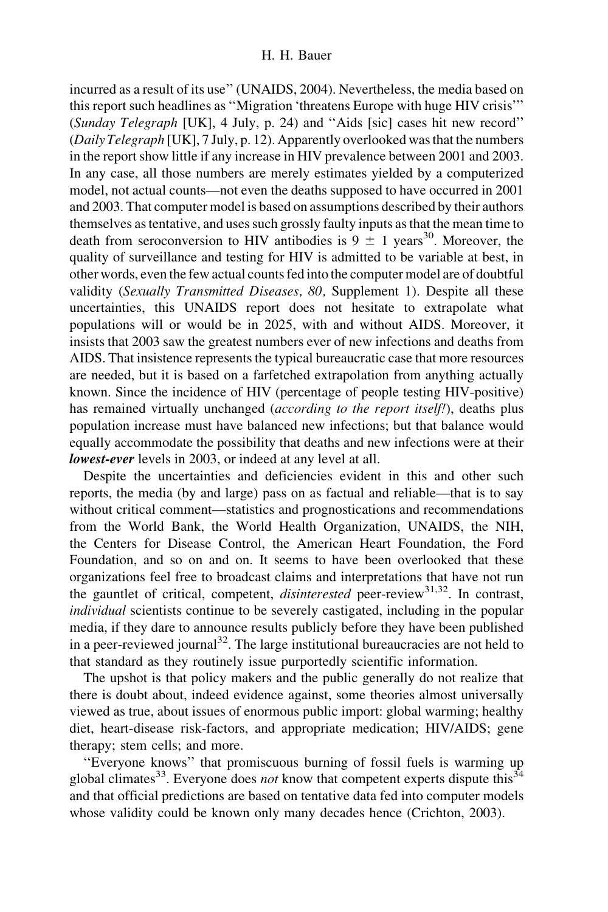incurred as a result of its use'' (UNAIDS, 2004). Nevertheless, the media based on this report such headlines as ''Migration 'threatens Europe with huge HIV crisis''' (*Sunday Telegraph* [UK], 4 July, p. 24) and ''Aids [sic] cases hit new record'' (*Daily Telegraph* [UK], 7 July, p. 12). Apparently overlooked was that the numbers in the report show little if any increase in HIV prevalence between 2001 and 2003. In any case, all those numbers are merely estimates yielded by a computerized model, not actual counts—not even the deaths supposed to have occurred in 2001 and 2003. That computer model is based on assumptions described by their authors themselves as tentative, and uses such grossly faulty inputs as that the mean time to death from seroconversion to HIV antibodies is $9 \pm 1$ years[30]. Moreover, the quality of surveillance and testing for HIV is admitted to be variable at best, in other words, even the few actual counts fed into the computer model are of doubtful validity (*Sexually Transmitted Diseases, 80,* Supplement 1). Despite all these uncertainties, this UNAIDS report does not hesitate to extrapolate what populations will or would be in 2025, with and without AIDS. Moreover, it insists that 2003 saw the greatest numbers ever of new infections and deaths from AIDS. That insistence represents the typical bureaucratic case that more resources are needed, but it is based on a farfetched extrapolation from anything actually known. Since the incidence of HIV (percentage of people testing HIV-positive) has remained virtually unchanged (*according to the report itself!*), deaths plus population increase must have balanced new infections; but that balance would equally accommodate the possibility that deaths and new infections were at their ***lowest-ever*** levels in 2003, or indeed at any level at all.

Despite the uncertainties and deficiencies evident in this and other such reports, the media (by and large) pass on as factual and reliable—that is to say without critical comment—statistics and prognostications and recommendations from the World Bank, the World Health Organization, UNAIDS, the NIH, the Centers for Disease Control, the American Heart Foundation, the Ford Foundation, and so on and on. It seems to have been overlooked that these organizations feel free to broadcast claims and interpretations that have not run the gauntlet of critical, competent, *disinterested* peer-review[31,32]. In contrast, *individual* scientists continue to be severely castigated, including in the popular media, if they dare to announce results publicly before they have been published in a peer-reviewed journal[32]. The large institutional bureaucracies are not held to that standard as they routinely issue purportedly scientific information.

The upshot is that policy makers and the public generally do not realize that there is doubt about, indeed evidence against, some theories almost universally viewed as true, about issues of enormous public import: global warming; healthy diet, heart-disease risk-factors, and appropriate medication; HIV/AIDS; gene therapy; stem cells; and more.

''Everyone knows'' that promiscuous burning of fossil fuels is warming up global climates[33]. Everyone does *not* know that competent experts dispute this[34] and that official predictions are based on tentative data fed into computer models whose validity could be known only many decades hence (Crichton, 2003).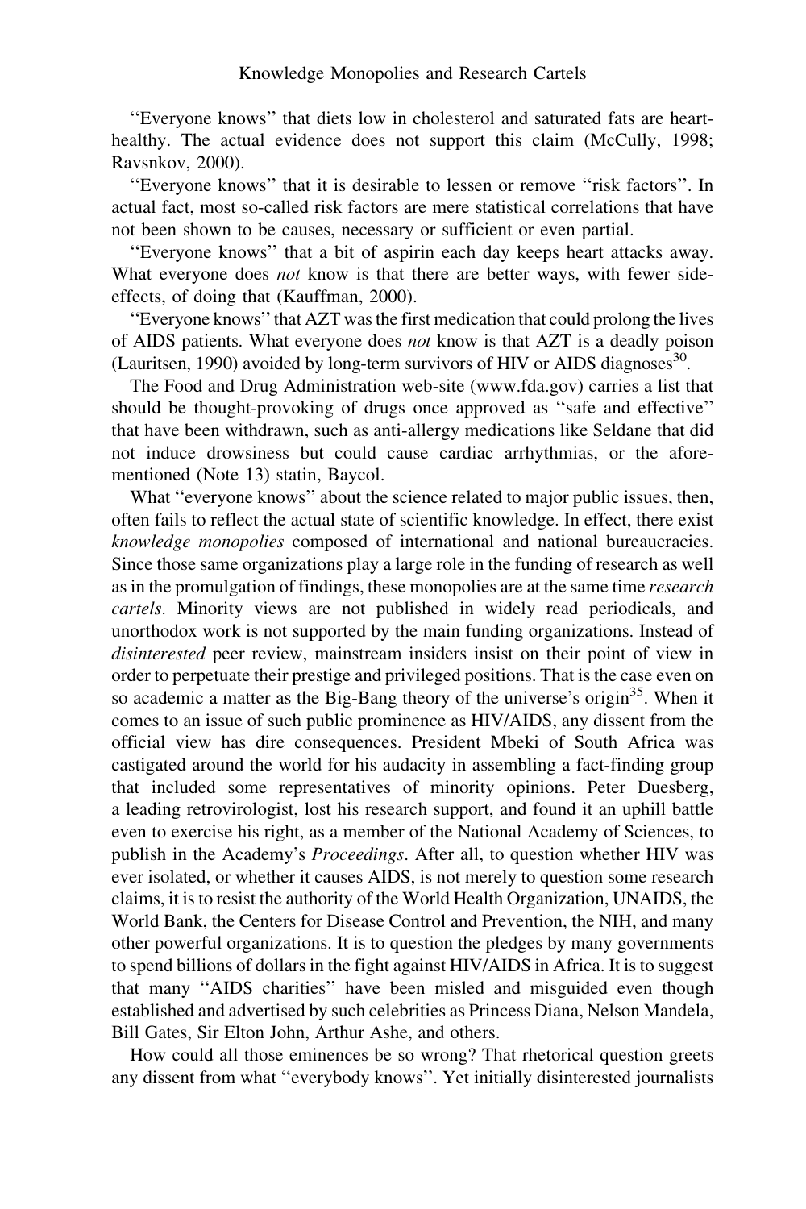"Everyone knows" that diets low in cholesterol and saturated fats are heart-healthy. The actual evidence does not support this claim (McCully, 1998; Ravsnkov, 2000).

"Everyone knows" that it is desirable to lessen or remove "risk factors". In actual fact, most so-called risk factors are mere statistical correlations that have not been shown to be causes, necessary or sufficient or even partial.

"Everyone knows" that a bit of aspirin each day keeps heart attacks away. What everyone does *not* know is that there are better ways, with fewer side-effects, of doing that (Kauffman, 2000).

"Everyone knows" that AZT was the first medication that could prolong the lives of AIDS patients. What everyone does *not* know is that AZT is a deadly poison (Lauritsen, 1990) avoided by long-term survivors of HIV or AIDS diagnoses[30].

The Food and Drug Administration web-site (www.fda.gov) carries a list that should be thought-provoking of drugs once approved as "safe and effective" that have been withdrawn, such as anti-allergy medications like Seldane that did not induce drowsiness but could cause cardiac arrhythmias, or the aforementioned (Note 13) statin, Baycol.

What "everyone knows" about the science related to major public issues, then, often fails to reflect the actual state of scientific knowledge. In effect, there exist *knowledge monopolies* composed of international and national bureaucracies. Since those same organizations play a large role in the funding of research as well as in the promulgation of findings, these monopolies are at the same time *research cartels.* Minority views are not published in widely read periodicals, and unorthodox work is not supported by the main funding organizations. Instead of *disinterested* peer review, mainstream insiders insist on their point of view in order to perpetuate their prestige and privileged positions. That is the case even on so academic a matter as the Big-Bang theory of the universe's origin[35]. When it comes to an issue of such public prominence as HIV/AIDS, any dissent from the official view has dire consequences. President Mbeki of South Africa was castigated around the world for his audacity in assembling a fact-finding group that included some representatives of minority opinions. Peter Duesberg, a leading retrovirologist, lost his research support, and found it an uphill battle even to exercise his right, as a member of the National Academy of Sciences, to publish in the Academy's *Proceedings*. After all, to question whether HIV was ever isolated, or whether it causes AIDS, is not merely to question some research claims, it is to resist the authority of the World Health Organization, UNAIDS, the World Bank, the Centers for Disease Control and Prevention, the NIH, and many other powerful organizations. It is to question the pledges by many governments to spend billions of dollars in the fight against HIV/AIDS in Africa. It is to suggest that many "AIDS charities" have been misled and misguided even though established and advertised by such celebrities as Princess Diana, Nelson Mandela, Bill Gates, Sir Elton John, Arthur Ashe, and others.

How could all those eminences be so wrong? That rhetorical question greets any dissent from what "everybody knows". Yet initially disinterested journalists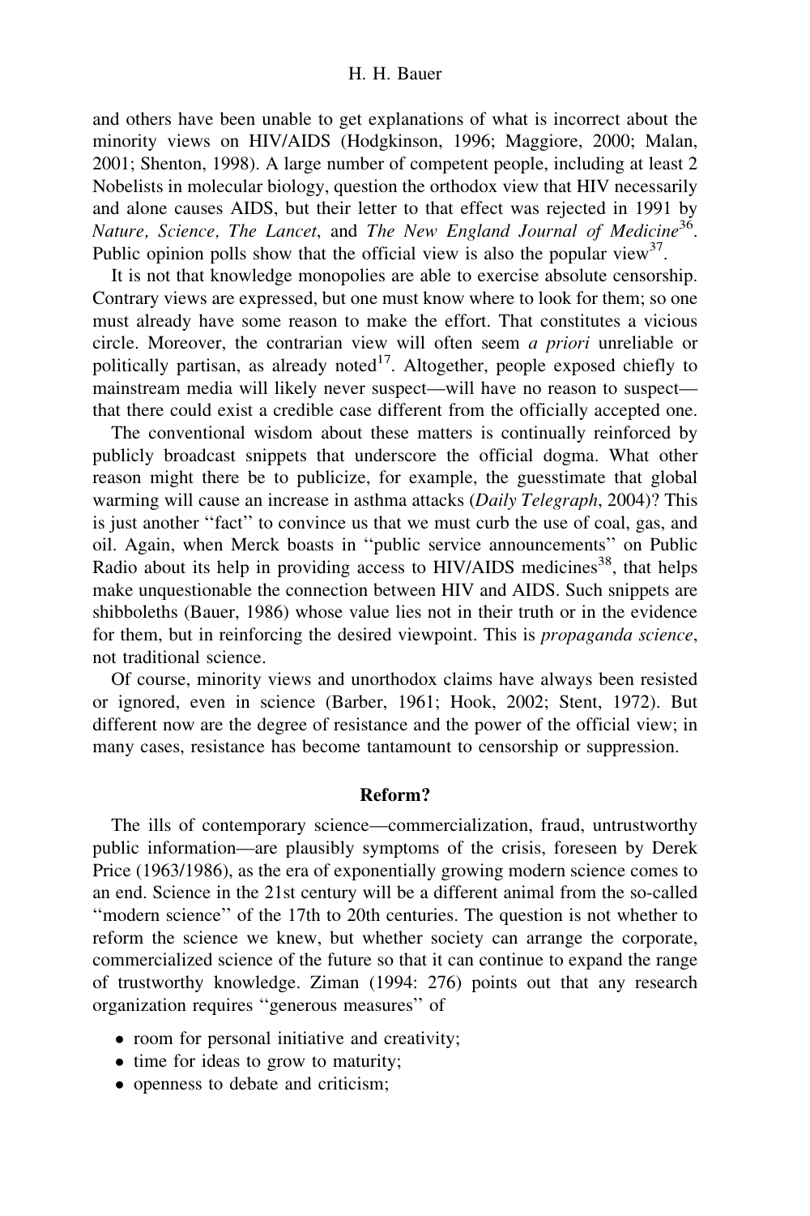and others have been unable to get explanations of what is incorrect about the minority views on HIV/AIDS (Hodgkinson, 1996; Maggiore, 2000; Malan, 2001; Shenton, 1998). A large number of competent people, including at least 2 Nobelists in molecular biology, question the orthodox view that HIV necessarily and alone causes AIDS, but their letter to that effect was rejected in 1991 by *Nature, Science, The Lancet*, and *The New England Journal of Medicine*[36]. Public opinion polls show that the official view is also the popular view[37].

It is not that knowledge monopolies are able to exercise absolute censorship. Contrary views are expressed, but one must know where to look for them; so one must already have some reason to make the effort. That constitutes a vicious circle. Moreover, the contrarian view will often seem *a priori* unreliable or politically partisan, as already noted[17]. Altogether, people exposed chiefly to mainstream media will likely never suspect—will have no reason to suspect—that there could exist a credible case different from the officially accepted one.

The conventional wisdom about these matters is continually reinforced by publicly broadcast snippets that underscore the official dogma. What other reason might there be to publicize, for example, the guesstimate that global warming will cause an increase in asthma attacks (*Daily Telegraph*, 2004)? This is just another ''fact'' to convince us that we must curb the use of coal, gas, and oil. Again, when Merck boasts in ''public service announcements'' on Public Radio about its help in providing access to HIV/AIDS medicines[38], that helps make unquestionable the connection between HIV and AIDS. Such snippets are shibboleths (Bauer, 1986) whose value lies not in their truth or in the evidence for them, but in reinforcing the desired viewpoint. This is *propaganda science*, not traditional science.

Of course, minority views and unorthodox claims have always been resisted or ignored, even in science (Barber, 1961; Hook, 2002; Stent, 1972). But different now are the degree of resistance and the power of the official view; in many cases, resistance has become tantamount to censorship or suppression.

## Reform?

The ills of contemporary science—commercialization, fraud, untrustworthy public information—are plausibly symptoms of the crisis, foreseen by Derek Price (1963/1986), as the era of exponentially growing modern science comes to an end. Science in the 21st century will be a different animal from the so-called ''modern science'' of the 17th to 20th centuries. The question is not whether to reform the science we knew, but whether society can arrange the corporate, commercialized science of the future so that it can continue to expand the range of trustworthy knowledge. Ziman (1994: 276) points out that any research organization requires ''generous measures'' of

- room for personal initiative and creativity;
- time for ideas to grow to maturity;
- openness to debate and criticism;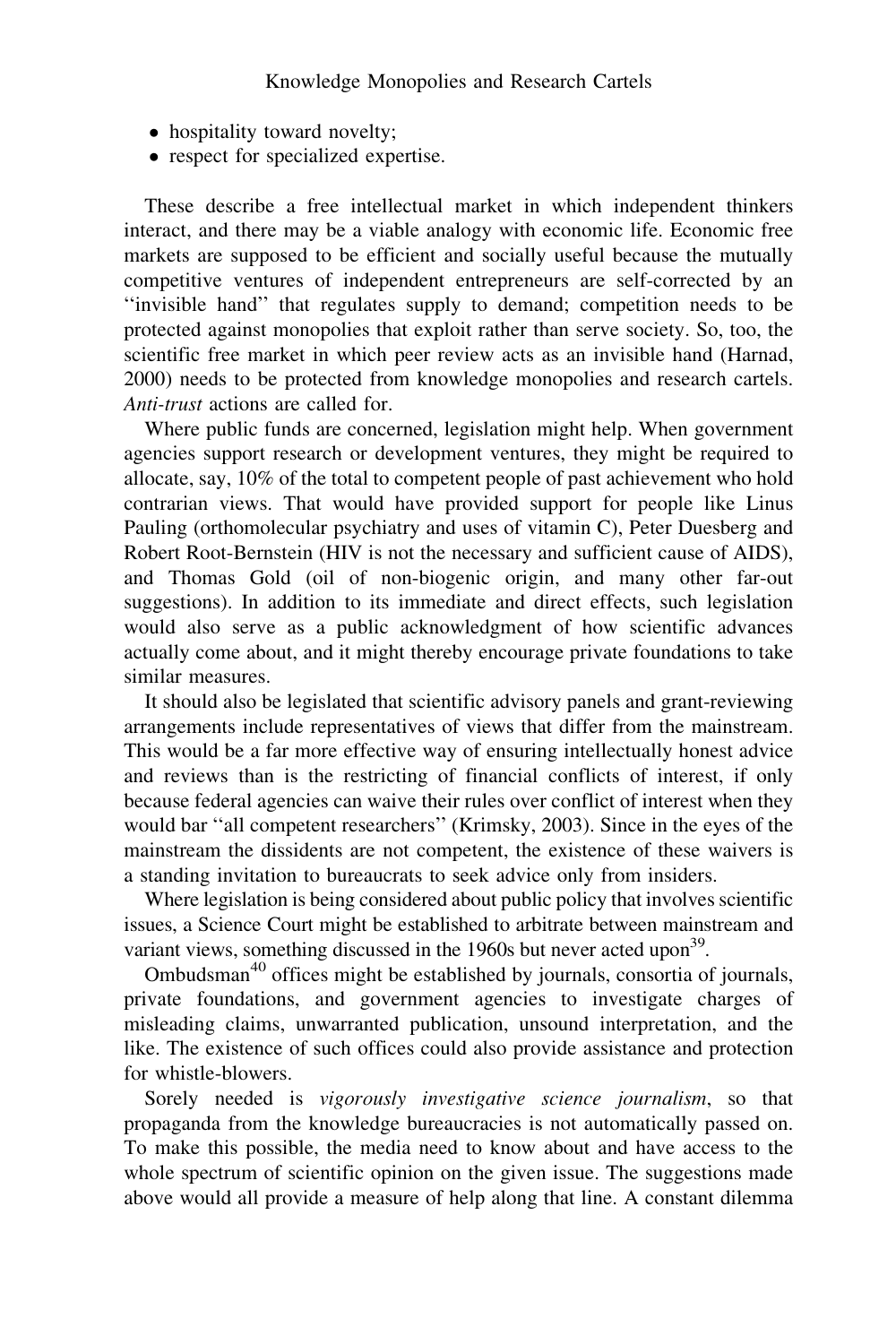- hospitality toward novelty;
- respect for specialized expertise.

These describe a free intellectual market in which independent thinkers interact, and there may be a viable analogy with economic life. Economic free markets are supposed to be efficient and socially useful because the mutually competitive ventures of independent entrepreneurs are self-corrected by an "invisible hand" that regulates supply to demand; competition needs to be protected against monopolies that exploit rather than serve society. So, too, the scientific free market in which peer review acts as an invisible hand (Harnad, 2000) needs to be protected from knowledge monopolies and research cartels. *Anti-trust* actions are called for.

Where public funds are concerned, legislation might help. When government agencies support research or development ventures, they might be required to allocate, say, 10% of the total to competent people of past achievement who hold contrarian views. That would have provided support for people like Linus Pauling (orthomolecular psychiatry and uses of vitamin C), Peter Duesberg and Robert Root-Bernstein (HIV is not the necessary and sufficient cause of AIDS), and Thomas Gold (oil of non-biogenic origin, and many other far-out suggestions). In addition to its immediate and direct effects, such legislation would also serve as a public acknowledgment of how scientific advances actually come about, and it might thereby encourage private foundations to take similar measures.

It should also be legislated that scientific advisory panels and grant-reviewing arrangements include representatives of views that differ from the mainstream. This would be a far more effective way of ensuring intellectually honest advice and reviews than is the restricting of financial conflicts of interest, if only because federal agencies can waive their rules over conflict of interest when they would bar "all competent researchers" (Krimsky, 2003). Since in the eyes of the mainstream the dissidents are not competent, the existence of these waivers is a standing invitation to bureaucrats to seek advice only from insiders.

Where legislation is being considered about public policy that involves scientific issues, a Science Court might be established to arbitrate between mainstream and variant views, something discussed in the 1960s but never acted upon[39].

Ombudsman[40] offices might be established by journals, consortia of journals, private foundations, and government agencies to investigate charges of misleading claims, unwarranted publication, unsound interpretation, and the like. The existence of such offices could also provide assistance and protection for whistle-blowers.

Sorely needed is *vigorously investigative science journalism*, so that propaganda from the knowledge bureaucracies is not automatically passed on. To make this possible, the media need to know about and have access to the whole spectrum of scientific opinion on the given issue. The suggestions made above would all provide a measure of help along that line. A constant dilemma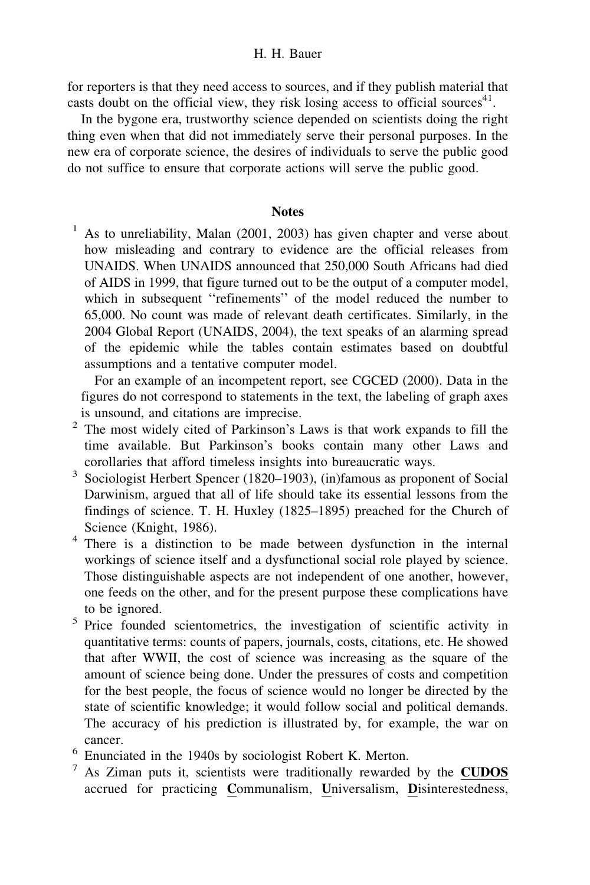for reporters is that they need access to sources, and if they publish material that casts doubt on the official view, they risk losing access to official sources[41].

In the bygone era, trustworthy science depended on scientists doing the right thing even when that did not immediately serve their personal purposes. In the new era of corporate science, the desires of individuals to serve the public good do not suffice to ensure that corporate actions will serve the public good.

## Notes

[1] As to unreliability, Malan (2001, 2003) has given chapter and verse about how misleading and contrary to evidence are the official releases from UNAIDS. When UNAIDS announced that 250,000 South Africans had died of AIDS in 1999, that figure turned out to be the output of a computer model, which in subsequent "refinements" of the model reduced the number to 65,000. No count was made of relevant death certificates. Similarly, in the 2004 Global Report (UNAIDS, 2004), the text speaks of an alarming spread of the epidemic while the tables contain estimates based on doubtful assumptions and a tentative computer model.

For an example of an incompetent report, see CGCED (2000). Data in the figures do not correspond to statements in the text, the labeling of graph axes is unsound, and citations are imprecise.

[2] The most widely cited of Parkinson's Laws is that work expands to fill the time available. But Parkinson's books contain many other Laws and corollaries that afford timeless insights into bureaucratic ways.

[3] Sociologist Herbert Spencer (1820–1903), (in)famous as proponent of Social Darwinism, argued that all of life should take its essential lessons from the findings of science. T. H. Huxley (1825–1895) preached for the Church of Science (Knight, 1986).

[4] There is a distinction to be made between dysfunction in the internal workings of science itself and a dysfunctional social role played by science. Those distinguishable aspects are not independent of one another, however, one feeds on the other, and for the present purpose these complications have to be ignored.

[5] Price founded scientometrics, the investigation of scientific activity in quantitative terms: counts of papers, journals, costs, citations, etc. He showed that after WWII, the cost of science was increasing as the square of the amount of science being done. Under the pressures of costs and competition for the best people, the focus of science would no longer be directed by the state of scientific knowledge; it would follow social and political demands. The accuracy of his prediction is illustrated by, for example, the war on cancer.

[6] Enunciated in the 1940s by sociologist Robert K. Merton.

[7] As Ziman puts it, scientists were traditionally rewarded by the **CUDOS** accrued for practicing **C**ommunalism, **U**niversalism, **D**isinterestedness,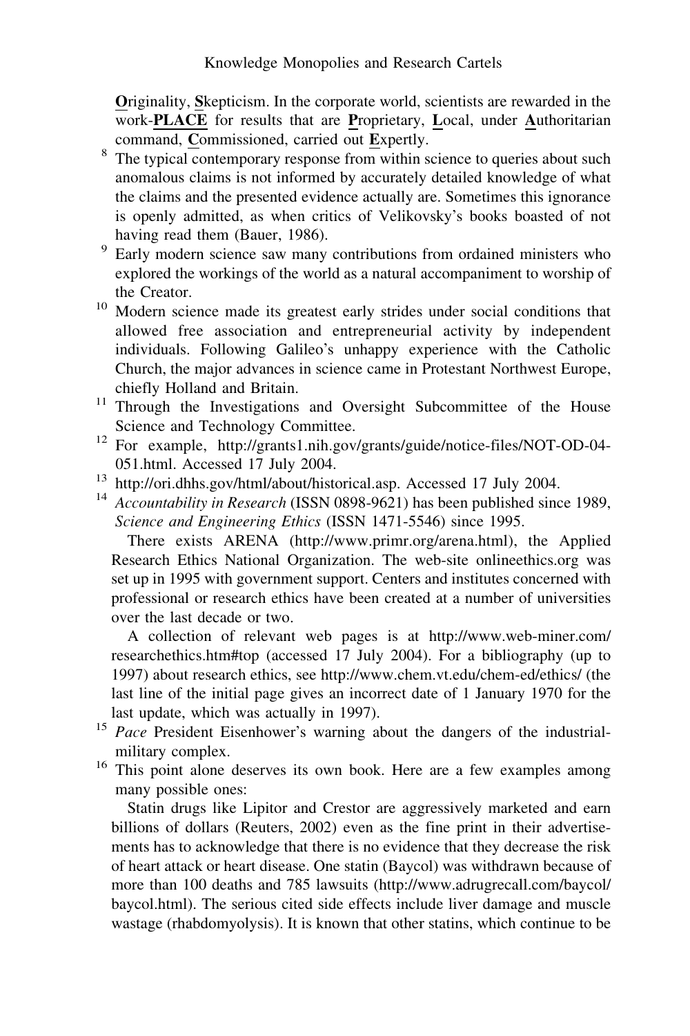**O**riginality, **S**kepticism. In the corporate world, scientists are rewarded in the work-**PLACE** for results that are **P**roprietary, **L**ocal, under **A**uthoritarian command, **C**ommissioned, carried out **E**xpertly.

[8] The typical contemporary response from within science to queries about such anomalous claims is not informed by accurately detailed knowledge of what the claims and the presented evidence actually are. Sometimes this ignorance is openly admitted, as when critics of Velikovsky's books boasted of not having read them (Bauer, 1986).

[9] Early modern science saw many contributions from ordained ministers who explored the workings of the world as a natural accompaniment to worship of the Creator.

[10] Modern science made its greatest early strides under social conditions that allowed free association and entrepreneurial activity by independent individuals. Following Galileo's unhappy experience with the Catholic Church, the major advances in science came in Protestant Northwest Europe, chiefly Holland and Britain.

[11] Through the Investigations and Oversight Subcommittee of the House Science and Technology Committee.

[12] For example, http://grants1.nih.gov/grants/guide/notice-files/NOT-OD-04-051.html. Accessed 17 July 2004.

[13] http://ori.dhhs.gov/html/about/historical.asp. Accessed 17 July 2004.

[14] *Accountability in Research* (ISSN 0898-9621) has been published since 1989, *Science and Engineering Ethics* (ISSN 1471-5546) since 1995.

There exists ARENA (http://www.primr.org/arena.html), the Applied Research Ethics National Organization. The web-site onlineethics.org was set up in 1995 with government support. Centers and institutes concerned with professional or research ethics have been created at a number of universities over the last decade or two.

A collection of relevant web pages is at http://www.web-miner.com/researchethics.htm#top (accessed 17 July 2004). For a bibliography (up to 1997) about research ethics, see http://www.chem.vt.edu/chem-ed/ethics/ (the last line of the initial page gives an incorrect date of 1 January 1970 for the last update, which was actually in 1997).

[15] *Pace* President Eisenhower's warning about the dangers of the industrial-military complex.

[16] This point alone deserves its own book. Here are a few examples among many possible ones:

Statin drugs like Lipitor and Crestor are aggressively marketed and earn billions of dollars (Reuters, 2002) even as the fine print in their advertisements has to acknowledge that there is no evidence that they decrease the risk of heart attack or heart disease. One statin (Baycol) was withdrawn because of more than 100 deaths and 785 lawsuits (http://www.adrugrecall.com/baycol/baycol.html). The serious cited side effects include liver damage and muscle wastage (rhabdomyolysis). It is known that other statins, which continue to be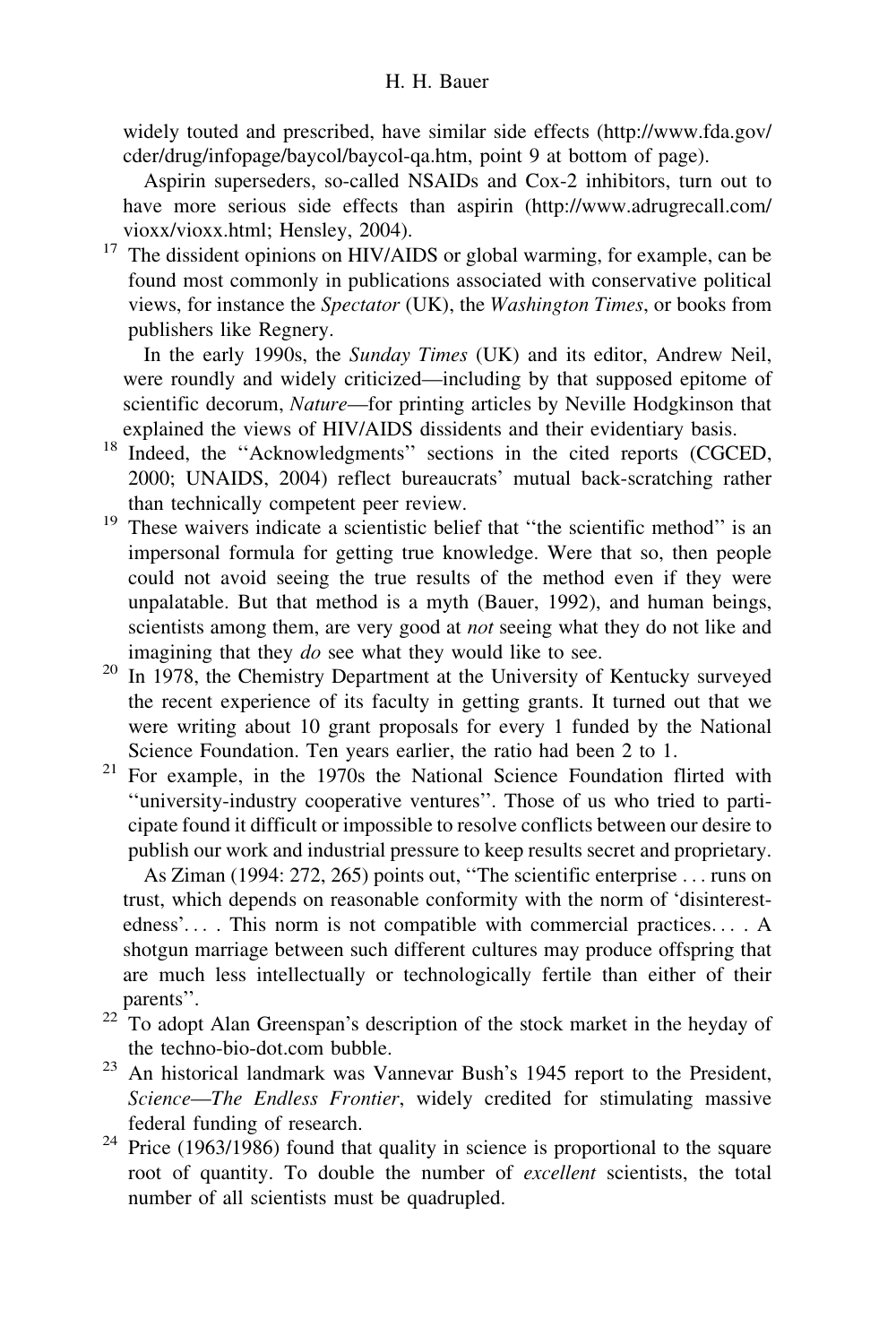widely touted and prescribed, have similar side effects (http://www.fda.gov/cder/drug/infopage/baycol/baycol-qa.htm, point 9 at bottom of page).

Aspirin superseders, so-called NSAIDs and Cox-2 inhibitors, turn out to have more serious side effects than aspirin (http://www.adrugrecall.com/vioxx/vioxx.html; Hensley, 2004).

[17] The dissident opinions on HIV/AIDS or global warming, for example, can be found most commonly in publications associated with conservative political views, for instance the *Spectator* (UK), the *Washington Times*, or books from publishers like Regnery.

In the early 1990s, the *Sunday Times* (UK) and its editor, Andrew Neil, were roundly and widely criticized—including by that supposed epitome of scientific decorum, *Nature*—for printing articles by Neville Hodgkinson that explained the views of HIV/AIDS dissidents and their evidentiary basis.

[18] Indeed, the ''Acknowledgments'' sections in the cited reports (CGCED, 2000; UNAIDS, 2004) reflect bureaucrats' mutual back-scratching rather than technically competent peer review.

[19] These waivers indicate a scientistic belief that ''the scientific method'' is an impersonal formula for getting true knowledge. Were that so, then people could not avoid seeing the true results of the method even if they were unpalatable. But that method is a myth (Bauer, 1992), and human beings, scientists among them, are very good at *not* seeing what they do not like and imagining that they *do* see what they would like to see.

[20] In 1978, the Chemistry Department at the University of Kentucky surveyed the recent experience of its faculty in getting grants. It turned out that we were writing about 10 grant proposals for every 1 funded by the National Science Foundation. Ten years earlier, the ratio had been 2 to 1.

[21] For example, in the 1970s the National Science Foundation flirted with ''university-industry cooperative ventures''. Those of us who tried to participate found it difficult or impossible to resolve conflicts between our desire to publish our work and industrial pressure to keep results secret and proprietary.

As Ziman (1994: 272, 265) points out, ''The scientific enterprise . . . runs on trust, which depends on reasonable conformity with the norm of 'disinterestedness'. . . . This norm is not compatible with commercial practices. . . . A shotgun marriage between such different cultures may produce offspring that are much less intellectually or technologically fertile than either of their parents''.

[22] To adopt Alan Greenspan's description of the stock market in the heyday of the techno-bio-dot.com bubble.

[23] An historical landmark was Vannevar Bush's 1945 report to the President, *Science—The Endless Frontier*, widely credited for stimulating massive federal funding of research.

[24] Price (1963/1986) found that quality in science is proportional to the square root of quantity. To double the number of *excellent* scientists, the total number of all scientists must be quadrupled.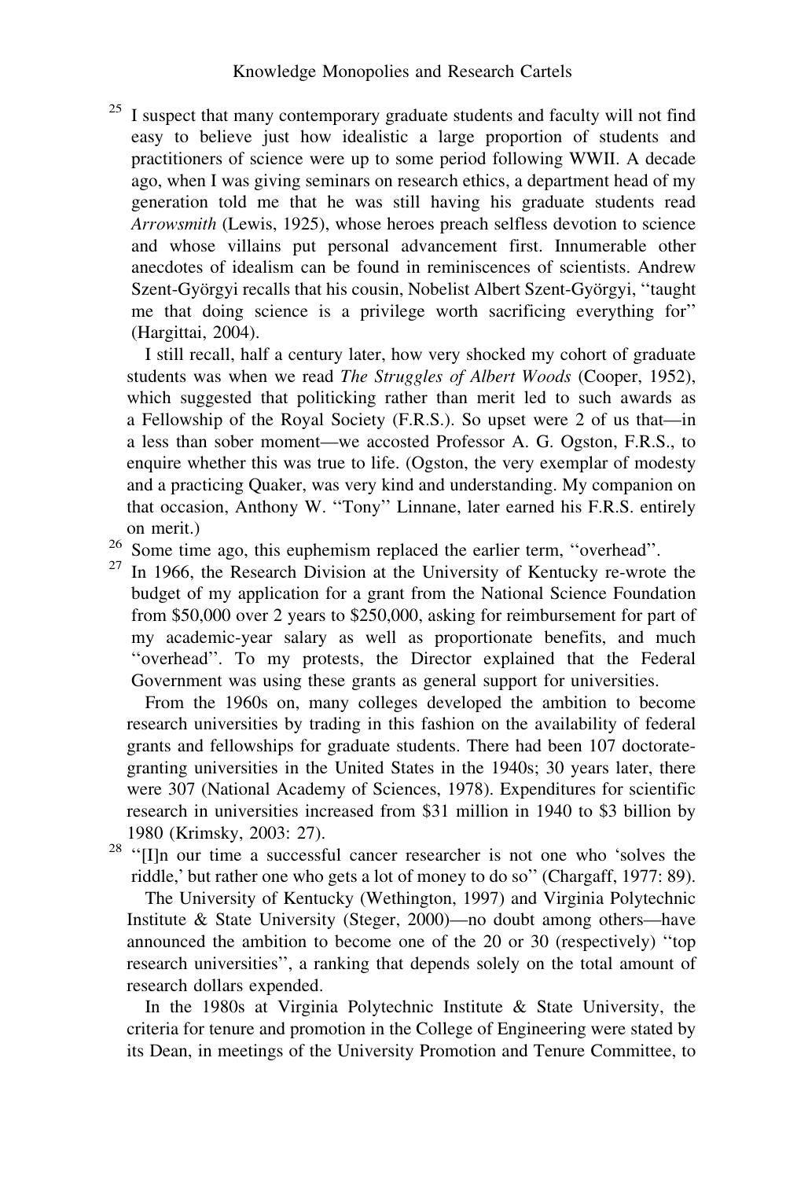[25] I suspect that many contemporary graduate students and faculty will not find easy to believe just how idealistic a large proportion of students and practitioners of science were up to some period following WWII. A decade ago, when I was giving seminars on research ethics, a department head of my generation told me that he was still having his graduate students read *Arrowsmith* (Lewis, 1925), whose heroes preach selfless devotion to science and whose villains put personal advancement first. Innumerable other anecdotes of idealism can be found in reminiscences of scientists. Andrew Szent-Györgyi recalls that his cousin, Nobelist Albert Szent-Györgyi, ''taught me that doing science is a privilege worth sacrificing everything for'' (Hargittai, 2004).

I still recall, half a century later, how very shocked my cohort of graduate students was when we read *The Struggles of Albert Woods* (Cooper, 1952), which suggested that politicking rather than merit led to such awards as a Fellowship of the Royal Society (F.R.S.). So upset were 2 of us that—in a less than sober moment—we accosted Professor A. G. Ogston, F.R.S., to enquire whether this was true to life. (Ogston, the very exemplar of modesty and a practicing Quaker, was very kind and understanding. My companion on that occasion, Anthony W. ''Tony'' Linnane, later earned his F.R.S. entirely on merit.)

[26] Some time ago, this euphemism replaced the earlier term, ''overhead''.

[27] In 1966, the Research Division at the University of Kentucky re-wrote the budget of my application for a grant from the National Science Foundation from \$50,000 over 2 years to \$250,000, asking for reimbursement for part of my academic-year salary as well as proportionate benefits, and much ''overhead''. To my protests, the Director explained that the Federal Government was using these grants as general support for universities.

From the 1960s on, many colleges developed the ambition to become research universities by trading in this fashion on the availability of federal grants and fellowships for graduate students. There had been 107 doctorate-granting universities in the United States in the 1940s; 30 years later, there were 307 (National Academy of Sciences, 1978). Expenditures for scientific research in universities increased from \$31 million in 1940 to \$3 billion by 1980 (Krimsky, 2003: 27).

[28] ''[I]n our time a successful cancer researcher is not one who 'solves the riddle,' but rather one who gets a lot of money to do so'' (Chargaff, 1977: 89).

The University of Kentucky (Wethington, 1997) and Virginia Polytechnic Institute & State University (Steger, 2000)—no doubt among others—have announced the ambition to become one of the 20 or 30 (respectively) ''top research universities'', a ranking that depends solely on the total amount of research dollars expended.

In the 1980s at Virginia Polytechnic Institute & State University, the criteria for tenure and promotion in the College of Engineering were stated by its Dean, in meetings of the University Promotion and Tenure Committee, to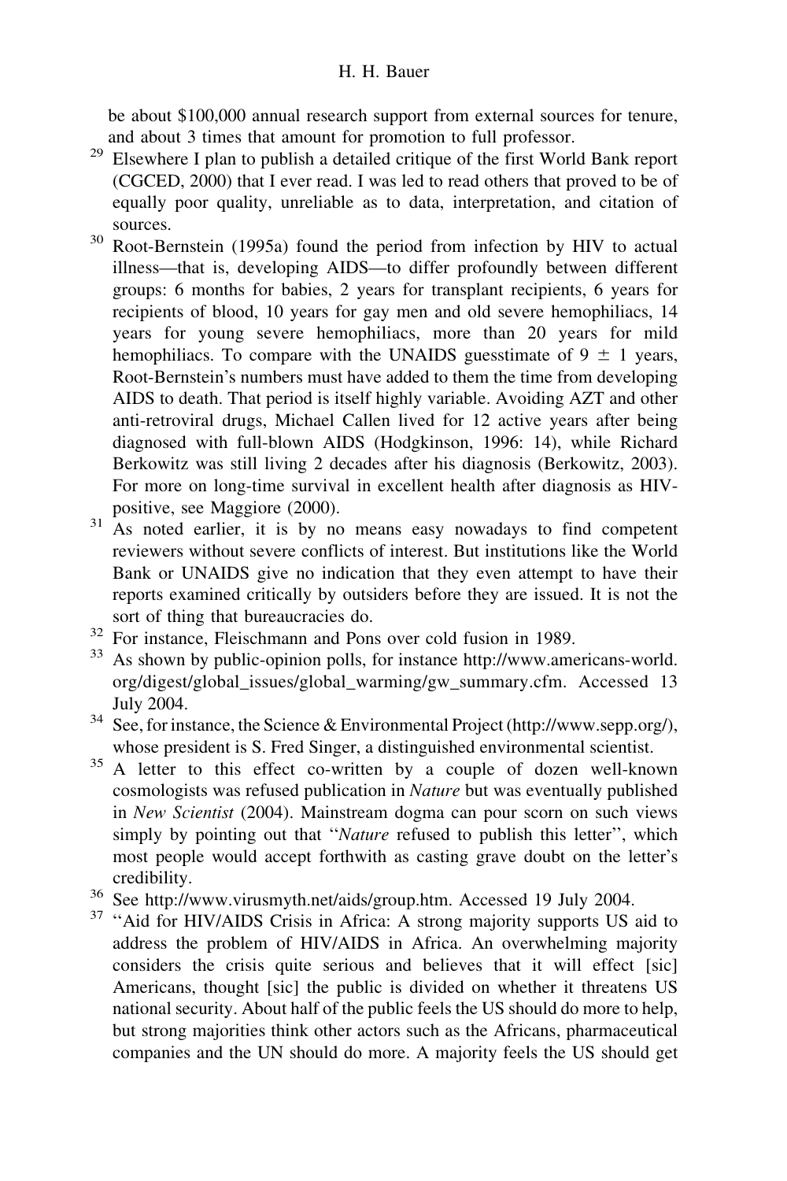be about $100,000 annual research support from external sources for tenure, and about 3 times that amount for promotion to full professor.

[29] Elsewhere I plan to publish a detailed critique of the first World Bank report (CGCED, 2000) that I ever read. I was led to read others that proved to be of equally poor quality, unreliable as to data, interpretation, and citation of sources.

[30] Root-Bernstein (1995a) found the period from infection by HIV to actual illness—that is, developing AIDS—to differ profoundly between different groups: 6 months for babies, 2 years for transplant recipients, 6 years for recipients of blood, 10 years for gay men and old severe hemophiliacs, 14 years for young severe hemophiliacs, more than 20 years for mild hemophiliacs. To compare with the UNAIDS guesstimate of $9 \pm 1$ years, Root-Bernstein's numbers must have added to them the time from developing AIDS to death. That period is itself highly variable. Avoiding AZT and other anti-retroviral drugs, Michael Callen lived for 12 active years after being diagnosed with full-blown AIDS (Hodgkinson, 1996: 14), while Richard Berkowitz was still living 2 decades after his diagnosis (Berkowitz, 2003). For more on long-time survival in excellent health after diagnosis as HIV-positive, see Maggiore (2000).

[31] As noted earlier, it is by no means easy nowadays to find competent reviewers without severe conflicts of interest. But institutions like the World Bank or UNAIDS give no indication that they even attempt to have their reports examined critically by outsiders before they are issued. It is not the sort of thing that bureaucracies do.

[32] For instance, Fleischmann and Pons over cold fusion in 1989.

[33] As shown by public-opinion polls, for instance http://www.americans-world.org/digest/global_issues/global_warming/gw_summary.cfm. Accessed 13 July 2004.

[34] See, for instance, the Science & Environmental Project (http://www.sepp.org/), whose president is S. Fred Singer, a distinguished environmental scientist.

[35] A letter to this effect co-written by a couple of dozen well-known cosmologists was refused publication in *Nature* but was eventually published in *New Scientist* (2004). Mainstream dogma can pour scorn on such views simply by pointing out that ''*Nature* refused to publish this letter'', which most people would accept forthwith as casting grave doubt on the letter's credibility.

[36] See http://www.virusmyth.net/aids/group.htm. Accessed 19 July 2004.

[37] ''Aid for HIV/AIDS Crisis in Africa: A strong majority supports US aid to address the problem of HIV/AIDS in Africa. An overwhelming majority considers the crisis quite serious and believes that it will effect [sic] Americans, thought [sic] the public is divided on whether it threatens US national security. About half of the public feels the US should do more to help, but strong majorities think other actors such as the Africans, pharmaceutical companies and the UN should do more. A majority feels the US should get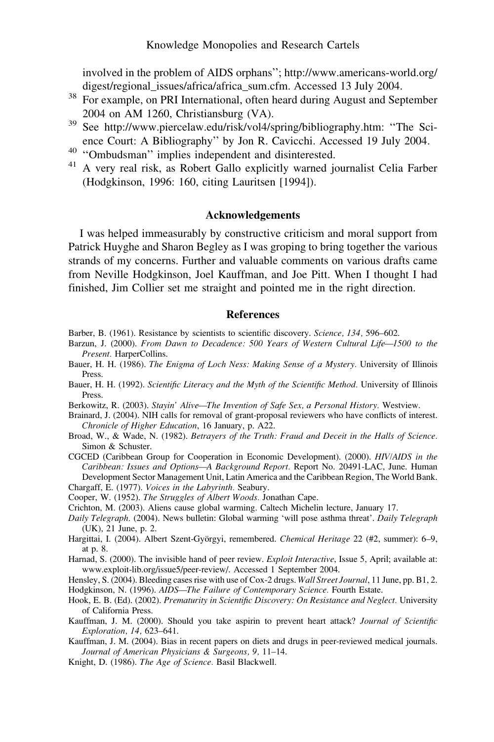involved in the problem of AIDS orphans''; http://www.americans-world.org/digest/regional_issues/africa/africa_sum.cfm. Accessed 13 July 2004.

38 For example, on PRI International, often heard during August and September 2004 on AM 1260, Christiansburg (VA).

39 See http://www.piercelaw.edu/risk/vol4/spring/bibliography.htm: ''The Science Court: A Bibliography'' by Jon R. Cavicchi. Accessed 19 July 2004.

40 ''Ombudsman'' implies independent and disinterested.

41 A very real risk, as Robert Gallo explicitly warned journalist Celia Farber (Hodgkinson, 1996: 160, citing Lauritsen [1994]).

## Acknowledgements

I was helped immeasurably by constructive criticism and moral support from Patrick Huyghe and Sharon Begley as I was groping to bring together the various strands of my concerns. Further and valuable comments on various drafts came from Neville Hodgkinson, Joel Kauffman, and Joe Pitt. When I thought I had finished, Jim Collier set me straight and pointed me in the right direction.

## References

Barber, B. (1961). Resistance by scientists to scientific discovery. *Science, 134,* 596–602.

Barzun, J. (2000). *From Dawn to Decadence: 500 Years of Western Cultural Life—1500 to the Present.* HarperCollins.

Bauer, H. H. (1986). *The Enigma of Loch Ness: Making Sense of a Mystery.* University of Illinois Press.

Bauer, H. H. (1992). *Scientific Literacy and the Myth of the Scientific Method.* University of Illinois Press.

Berkowitz, R. (2003). *Stayin' Alive—The Invention of Safe Sex, a Personal History.* Westview.

Brainard, J. (2004). NIH calls for removal of grant-proposal reviewers who have conflicts of interest. *Chronicle of Higher Education*, 16 January, p. A22.

Broad, W., & Wade, N. (1982). *Betrayers of the Truth: Fraud and Deceit in the Halls of Science.* Simon & Schuster.

CGCED (Caribbean Group for Cooperation in Economic Development). (2000). *HIV/AIDS in the Caribbean: Issues and Options—A Background Report.* Report No. 20491-LAC, June. Human Development Sector Management Unit, Latin America and the Caribbean Region, The World Bank.

Chargaff, E. (1977). *Voices in the Labyrinth.* Seabury.

Cooper, W. (1952). *The Struggles of Albert Woods.* Jonathan Cape.

Crichton, M. (2003). Aliens cause global warming. Caltech Michelin lecture, January 17.

*Daily Telegraph.* (2004). News bulletin: Global warming 'will pose asthma threat'. *Daily Telegraph* (UK), 21 June, p. 2.

Hargittai, I. (2004). Albert Szent-Györgyi, remembered. *Chemical Heritage* 22 (#2, summer): 6–9, at p. 8.

Harnad, S. (2000). The invisible hand of peer review. *Exploit Interactive*, Issue 5, April; available at: www.exploit-lib.org/issue5/peer-review/. Accessed 1 September 2004.

Hensley, S. (2004). Bleeding cases rise with use of Cox-2 drugs. *Wall Street Journal*, 11 June, pp. B1, 2.

Hodgkinson, N. (1996). *AIDS—The Failure of Contemporary Science.* Fourth Estate.

Hook, E. B. (Ed). (2002). *Prematurity in Scientific Discovery: On Resistance and Neglect.* University of California Press.

Kauffman, J. M. (2000). Should you take aspirin to prevent heart attack? *Journal of Scientific Exploration, 14,* 623–641.

Kauffman, J. M. (2004). Bias in recent papers on diets and drugs in peer-reviewed medical journals. *Journal of American Physicians & Surgeons, 9,* 11–14.

Knight, D. (1986). *The Age of Science.* Basil Blackwell.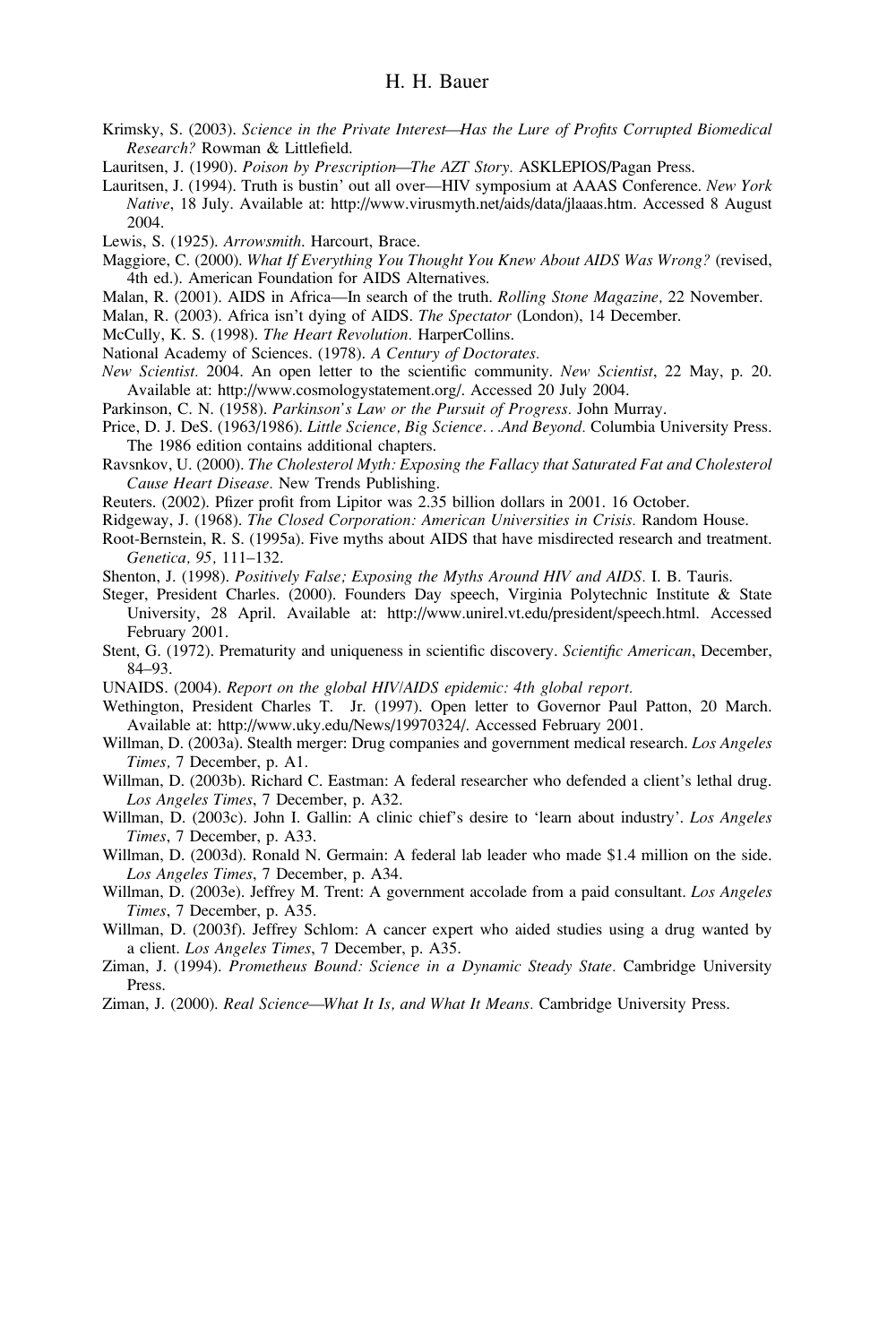Krimsky, S. (2003). *Science in the Private Interest—Has the Lure of Profits Corrupted Biomedical Research?* Rowman & Littlefield.

Lauritsen, J. (1990). *Poison by Prescription—The AZT Story.* ASKLEPIOS/Pagan Press.

Lauritsen, J. (1994). Truth is bustin' out all over—HIV symposium at AAAS Conference. *New York Native*, 18 July. Available at: http://www.virusmyth.net/aids/data/jlaaas.htm. Accessed 8 August 2004.

Lewis, S. (1925). *Arrowsmith*. Harcourt, Brace.

Maggiore, C. (2000). *What If Everything You Thought You Knew About AIDS Was Wrong?* (revised, 4th ed.). American Foundation for AIDS Alternatives.

Malan, R. (2001). AIDS in Africa—In search of the truth. *Rolling Stone Magazine,* 22 November.

Malan, R. (2003). Africa isn't dying of AIDS. *The Spectator* (London), 14 December.

McCully, K. S. (1998). *The Heart Revolution.* HarperCollins.

National Academy of Sciences. (1978). *A Century of Doctorates.*

*New Scientist.* 2004. An open letter to the scientific community. *New Scientist*, 22 May, p. 20. Available at: http://www.cosmologystatement.org/. Accessed 20 July 2004.

Parkinson, C. N. (1958). *Parkinson's Law or the Pursuit of Progress.* John Murray.

Price, D. J. DeS. (1963/1986). *Little Science, Big Science. . .And Beyond.* Columbia University Press. The 1986 edition contains additional chapters.

Ravsnkov, U. (2000). *The Cholesterol Myth: Exposing the Fallacy that Saturated Fat and Cholesterol Cause Heart Disease.* New Trends Publishing.

Reuters. (2002). Pfizer profit from Lipitor was 2.35 billion dollars in 2001. 16 October.

Ridgeway, J. (1968). *The Closed Corporation: American Universities in Crisis.* Random House.

Root-Bernstein, R. S. (1995a). Five myths about AIDS that have misdirected research and treatment. *Genetica, 95,* 111–132.

Shenton, J. (1998). *Positively False; Exposing the Myths Around HIV and AIDS.* I. B. Tauris.

Steger, President Charles. (2000). Founders Day speech, Virginia Polytechnic Institute & State University, 28 April. Available at: http://www.unirel.vt.edu/president/speech.html. Accessed February 2001.

Stent, G. (1972). Prematurity and uniqueness in scientific discovery. *Scientific American*, December, 84–93.

UNAIDS. (2004). *Report on the global HIV/AIDS epidemic: 4th global report.*

Wethington, President Charles T. Jr. (1997). Open letter to Governor Paul Patton, 20 March. Available at: http://www.uky.edu/News/19970324/. Accessed February 2001.

Willman, D. (2003a). Stealth merger: Drug companies and government medical research. *Los Angeles Times,* 7 December, p. A1.

Willman, D. (2003b). Richard C. Eastman: A federal researcher who defended a client's lethal drug. *Los Angeles Times*, 7 December, p. A32.

Willman, D. (2003c). John I. Gallin: A clinic chief's desire to 'learn about industry'. *Los Angeles Times*, 7 December, p. A33.

Willman, D. (2003d). Ronald N. Germain: A federal lab leader who made $1.4 million on the side. *Los Angeles Times*, 7 December, p. A34.

Willman, D. (2003e). Jeffrey M. Trent: A government accolade from a paid consultant. *Los Angeles Times*, 7 December, p. A35.

Willman, D. (2003f). Jeffrey Schlom: A cancer expert who aided studies using a drug wanted by a client. *Los Angeles Times*, 7 December, p. A35.

Ziman, J. (1994). *Prometheus Bound: Science in a Dynamic Steady State.* Cambridge University Press.

Ziman, J. (2000). *Real Science—What It Is, and What It Means.* Cambridge University Press.